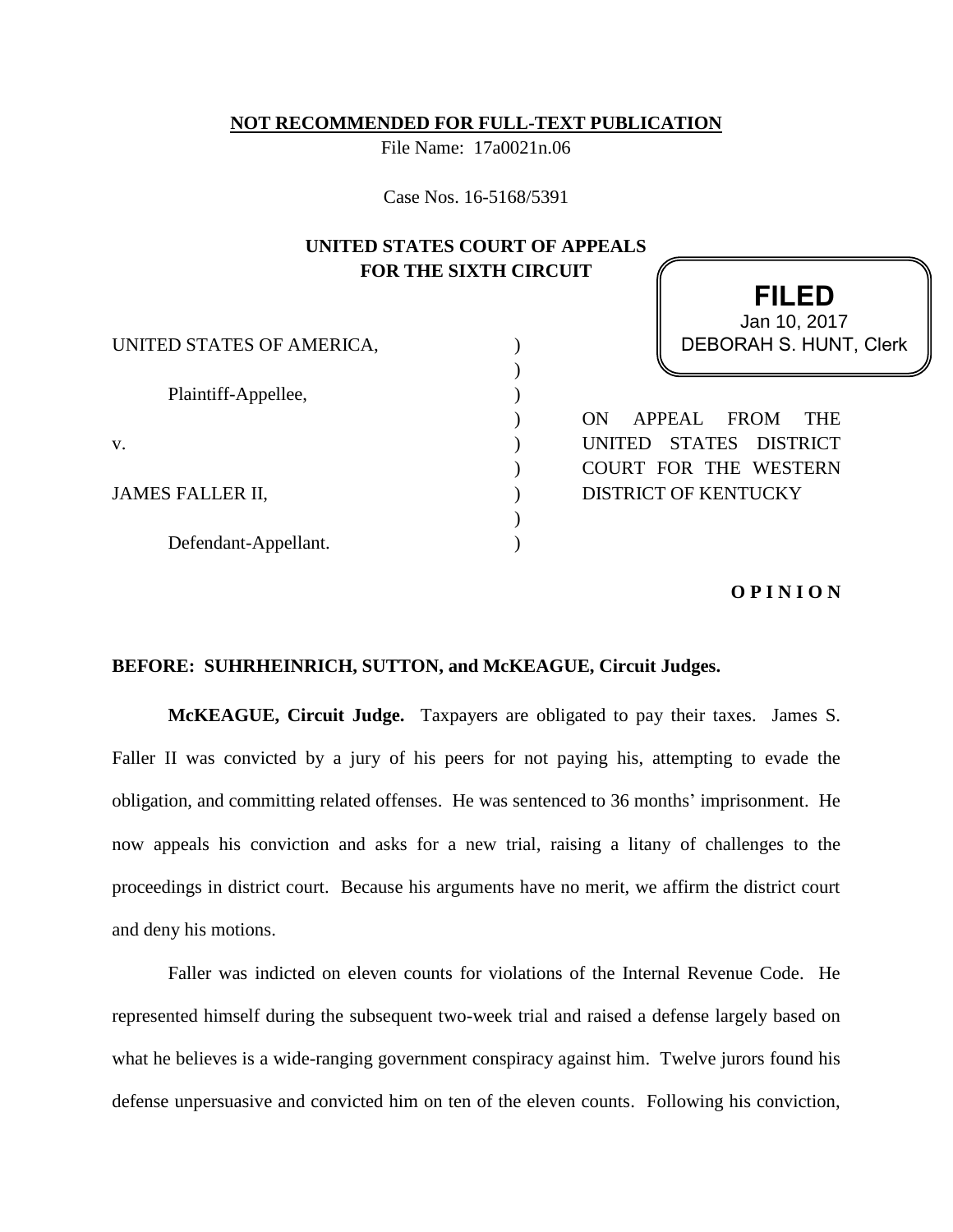**NOT RECOMMENDED FOR FULL-TEXT PUBLICATION**

File Name: 17a0021n.06

Case Nos. 16-5168/5391

**UNITED STATES COURT OF APPEALS FOR THE SIXTH CIRCUIT**

**FILED**
Jan 10, 2017
DEBORAH S. HUNT, Clerk

UNITED STATES OF AMERICA,

Plaintiff-Appellee,

v.

JAMES FALLER II,

Defendant-Appellant.

ON APPEAL FROM THE UNITED STATES DISTRICT COURT FOR THE WESTERN DISTRICT OF KENTUCKY

**O P I N I O N**

**BEFORE: SUHRHEINRICH, SUTTON, and McKEAGUE, Circuit Judges.**

**McKEAGUE, Circuit Judge.** Taxpayers are obligated to pay their taxes. James S. Faller II was convicted by a jury of his peers for not paying his, attempting to evade the obligation, and committing related offenses. He was sentenced to 36 months' imprisonment. He now appeals his conviction and asks for a new trial, raising a litany of challenges to the proceedings in district court. Because his arguments have no merit, we affirm the district court and deny his motions.

Faller was indicted on eleven counts for violations of the Internal Revenue Code. He represented himself during the subsequent two-week trial and raised a defense largely based on what he believes is a wide-ranging government conspiracy against him. Twelve jurors found his defense unpersuasive and convicted him on ten of the eleven counts. Following his conviction,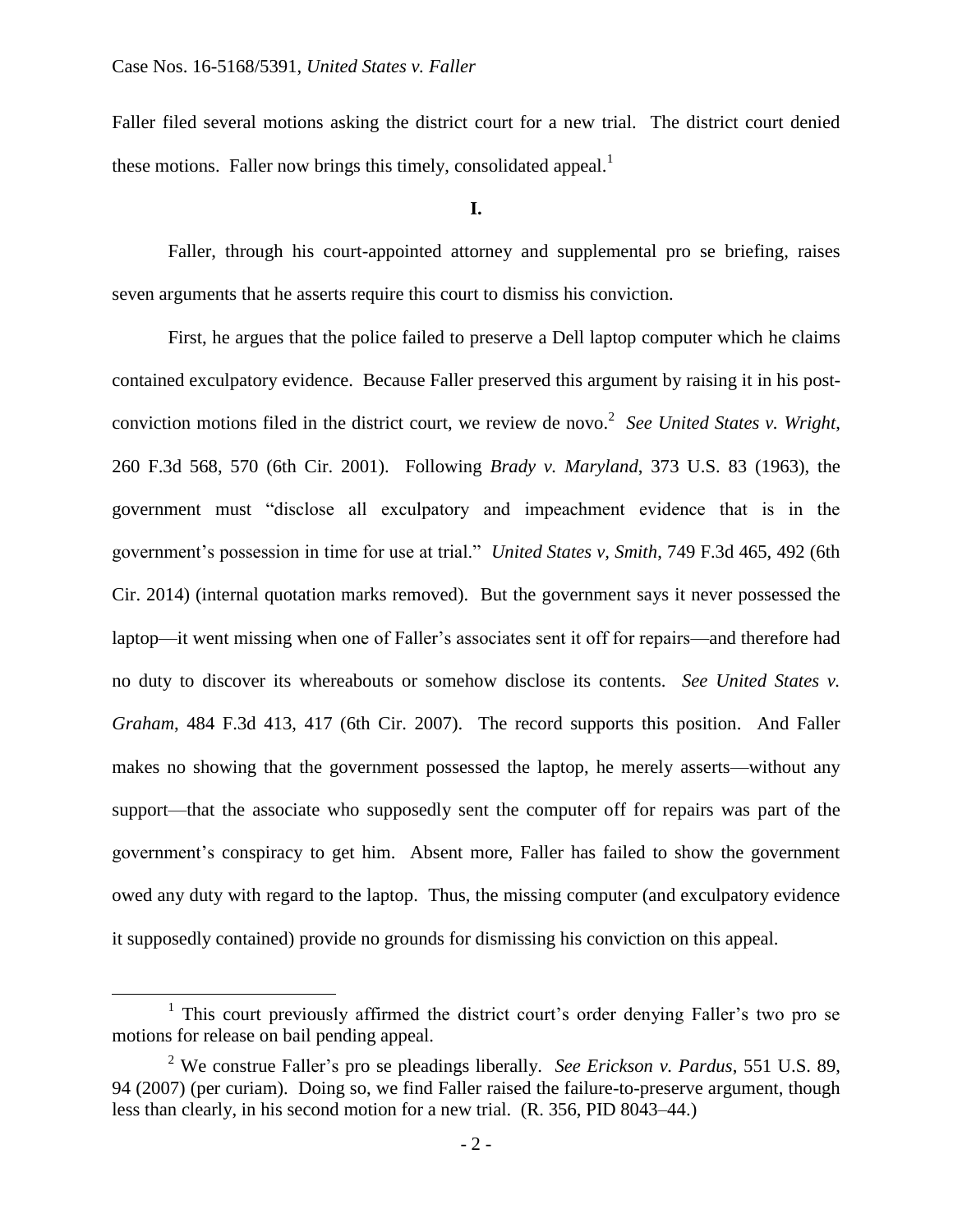Faller filed several motions asking the district court for a new trial. The district court denied these motions. Faller now brings this timely, consolidated appeal.[1]

**I.**

Faller, through his court-appointed attorney and supplemental pro se briefing, raises seven arguments that he asserts require this court to dismiss his conviction.

First, he argues that the police failed to preserve a Dell laptop computer which he claims contained exculpatory evidence. Because Faller preserved this argument by raising it in his post-conviction motions filed in the district court, we review de novo.[2] *See United States v. Wright*, 260 F.3d 568, 570 (6th Cir. 2001). Following *Brady v. Maryland*, 373 U.S. 83 (1963), the government must "disclose all exculpatory and impeachment evidence that is in the government's possession in time for use at trial." *United States v, Smith*, 749 F.3d 465, 492 (6th Cir. 2014) (internal quotation marks removed). But the government says it never possessed the laptop—it went missing when one of Faller's associates sent it off for repairs—and therefore had no duty to discover its whereabouts or somehow disclose its contents. *See United States v. Graham*, 484 F.3d 413, 417 (6th Cir. 2007). The record supports this position. And Faller makes no showing that the government possessed the laptop, he merely asserts—without any support—that the associate who supposedly sent the computer off for repairs was part of the government's conspiracy to get him. Absent more, Faller has failed to show the government owed any duty with regard to the laptop. Thus, the missing computer (and exculpatory evidence it supposedly contained) provide no grounds for dismissing his conviction on this appeal.

---

[1] This court previously affirmed the district court's order denying Faller's two pro se motions for release on bail pending appeal.

[2] We construe Faller's pro se pleadings liberally. *See Erickson v. Pardus*, 551 U.S. 89, 94 (2007) (per curiam). Doing so, we find Faller raised the failure-to-preserve argument, though less than clearly, in his second motion for a new trial. (R. 356, PID 8043–44.)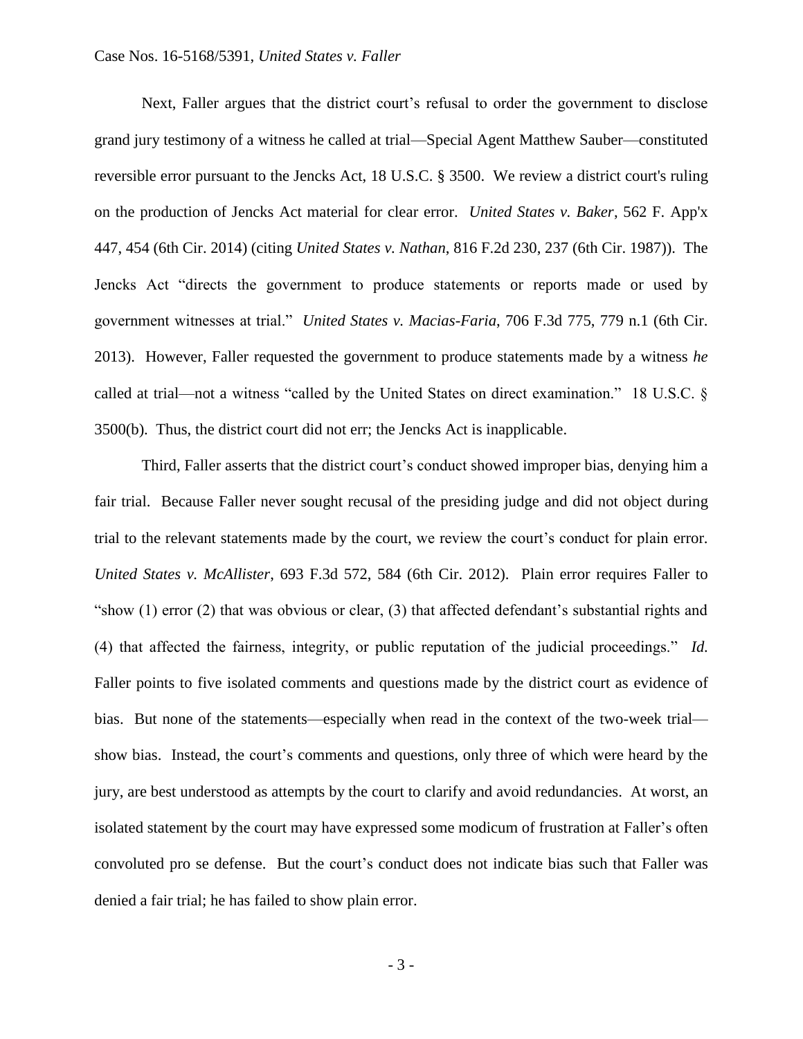Next, Faller argues that the district court's refusal to order the government to disclose grand jury testimony of a witness he called at trial—Special Agent Matthew Sauber—constituted reversible error pursuant to the Jencks Act, 18 U.S.C. § 3500. We review a district court's ruling on the production of Jencks Act material for clear error. *United States v. Baker*, 562 F. App'x 447, 454 (6th Cir. 2014) (citing *United States v. Nathan*, 816 F.2d 230, 237 (6th Cir. 1987)). The Jencks Act "directs the government to produce statements or reports made or used by government witnesses at trial." *United States v. Macias-Faria*, 706 F.3d 775, 779 n.1 (6th Cir. 2013). However, Faller requested the government to produce statements made by a witness *he* called at trial—not a witness "called by the United States on direct examination." 18 U.S.C. § 3500(b). Thus, the district court did not err; the Jencks Act is inapplicable.

Third, Faller asserts that the district court's conduct showed improper bias, denying him a fair trial. Because Faller never sought recusal of the presiding judge and did not object during trial to the relevant statements made by the court, we review the court's conduct for plain error. *United States v. McAllister*, 693 F.3d 572, 584 (6th Cir. 2012). Plain error requires Faller to "show (1) error (2) that was obvious or clear, (3) that affected defendant's substantial rights and (4) that affected the fairness, integrity, or public reputation of the judicial proceedings." *Id.* Faller points to five isolated comments and questions made by the district court as evidence of bias. But none of the statements—especially when read in the context of the two-week trial—show bias. Instead, the court's comments and questions, only three of which were heard by the jury, are best understood as attempts by the court to clarify and avoid redundancies. At worst, an isolated statement by the court may have expressed some modicum of frustration at Faller's often convoluted pro se defense. But the court's conduct does not indicate bias such that Faller was denied a fair trial; he has failed to show plain error.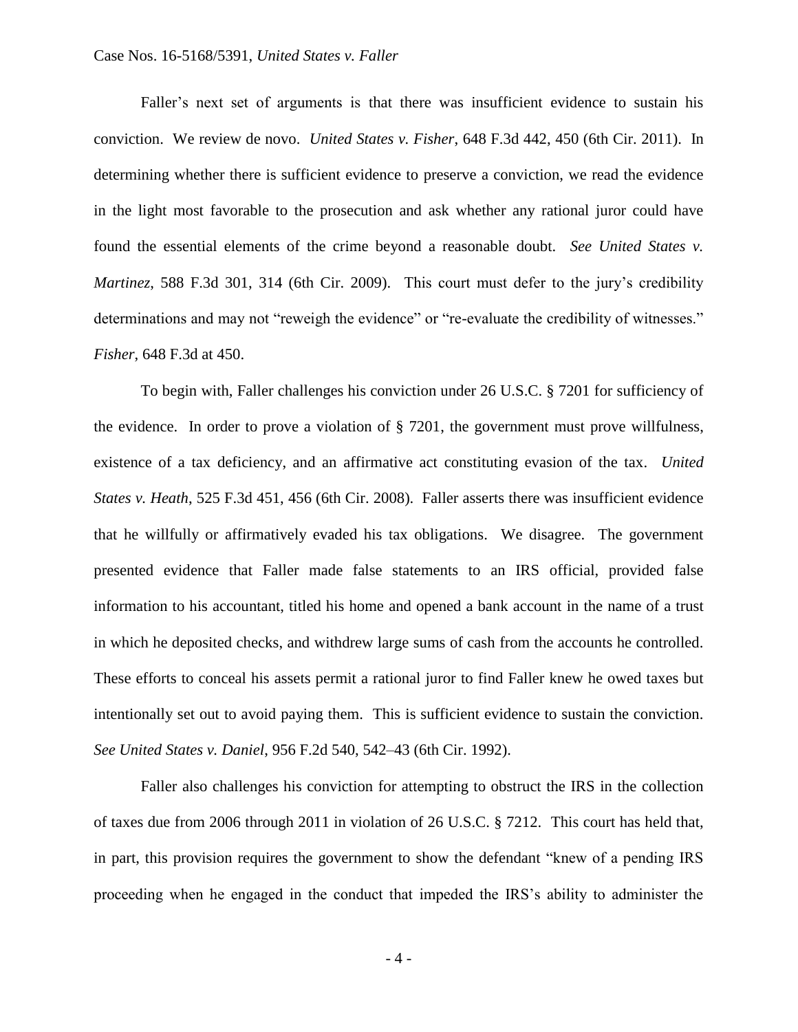Faller's next set of arguments is that there was insufficient evidence to sustain his conviction. We review de novo. *United States v. Fisher*, 648 F.3d 442, 450 (6th Cir. 2011). In determining whether there is sufficient evidence to preserve a conviction, we read the evidence in the light most favorable to the prosecution and ask whether any rational juror could have found the essential elements of the crime beyond a reasonable doubt. *See United States v. Martinez*, 588 F.3d 301, 314 (6th Cir. 2009). This court must defer to the jury's credibility determinations and may not "reweigh the evidence" or "re-evaluate the credibility of witnesses." *Fisher*, 648 F.3d at 450.

To begin with, Faller challenges his conviction under 26 U.S.C. § 7201 for sufficiency of the evidence. In order to prove a violation of § 7201, the government must prove willfulness, existence of a tax deficiency, and an affirmative act constituting evasion of the tax. *United States v. Heath*, 525 F.3d 451, 456 (6th Cir. 2008). Faller asserts there was insufficient evidence that he willfully or affirmatively evaded his tax obligations. We disagree. The government presented evidence that Faller made false statements to an IRS official, provided false information to his accountant, titled his home and opened a bank account in the name of a trust in which he deposited checks, and withdrew large sums of cash from the accounts he controlled. These efforts to conceal his assets permit a rational juror to find Faller knew he owed taxes but intentionally set out to avoid paying them. This is sufficient evidence to sustain the conviction. *See United States v. Daniel*, 956 F.2d 540, 542–43 (6th Cir. 1992).

Faller also challenges his conviction for attempting to obstruct the IRS in the collection of taxes due from 2006 through 2011 in violation of 26 U.S.C. § 7212. This court has held that, in part, this provision requires the government to show the defendant "knew of a pending IRS proceeding when he engaged in the conduct that impeded the IRS's ability to administer the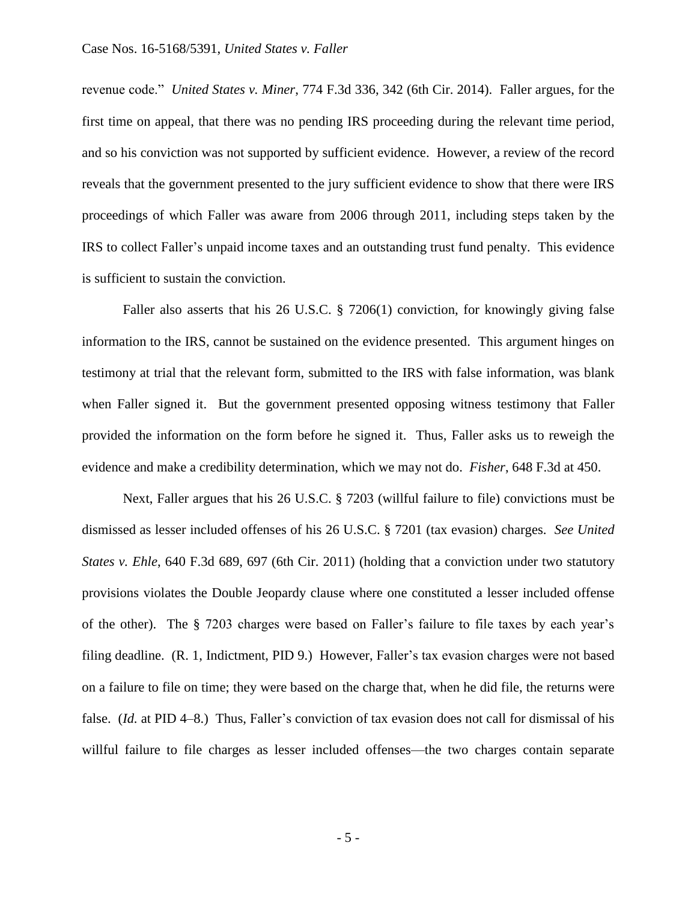revenue code." *United States v. Miner*, 774 F.3d 336, 342 (6th Cir. 2014). Faller argues, for the first time on appeal, that there was no pending IRS proceeding during the relevant time period, and so his conviction was not supported by sufficient evidence. However, a review of the record reveals that the government presented to the jury sufficient evidence to show that there were IRS proceedings of which Faller was aware from 2006 through 2011, including steps taken by the IRS to collect Faller's unpaid income taxes and an outstanding trust fund penalty. This evidence is sufficient to sustain the conviction.

Faller also asserts that his 26 U.S.C. § 7206(1) conviction, for knowingly giving false information to the IRS, cannot be sustained on the evidence presented. This argument hinges on testimony at trial that the relevant form, submitted to the IRS with false information, was blank when Faller signed it. But the government presented opposing witness testimony that Faller provided the information on the form before he signed it. Thus, Faller asks us to reweigh the evidence and make a credibility determination, which we may not do. *Fisher*, 648 F.3d at 450.

Next, Faller argues that his 26 U.S.C. § 7203 (willful failure to file) convictions must be dismissed as lesser included offenses of his 26 U.S.C. § 7201 (tax evasion) charges. *See United States v. Ehle*, 640 F.3d 689, 697 (6th Cir. 2011) (holding that a conviction under two statutory provisions violates the Double Jeopardy clause where one constituted a lesser included offense of the other). The § 7203 charges were based on Faller's failure to file taxes by each year's filing deadline. (R. 1, Indictment, PID 9.) However, Faller's tax evasion charges were not based on a failure to file on time; they were based on the charge that, when he did file, the returns were false. (*Id.* at PID 4–8.) Thus, Faller's conviction of tax evasion does not call for dismissal of his willful failure to file charges as lesser included offenses—the two charges contain separate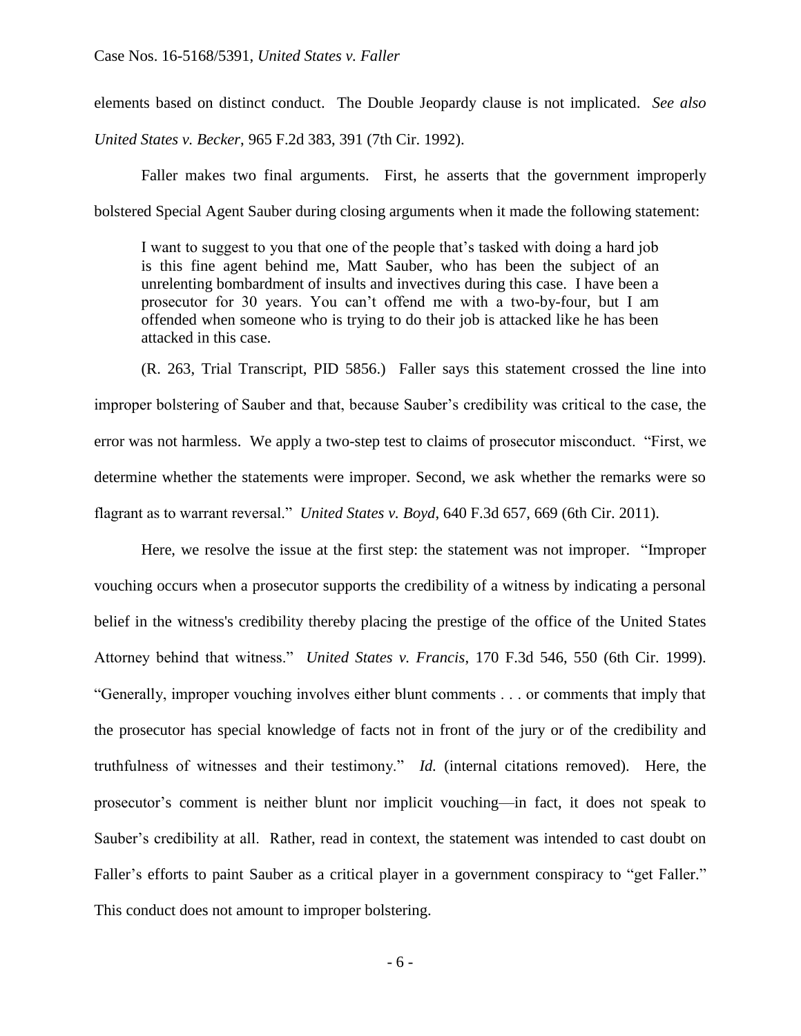elements based on distinct conduct. The Double Jeopardy clause is not implicated. *See also United States v. Becker*, 965 F.2d 383, 391 (7th Cir. 1992).

Faller makes two final arguments. First, he asserts that the government improperly bolstered Special Agent Sauber during closing arguments when it made the following statement:

> I want to suggest to you that one of the people that's tasked with doing a hard job is this fine agent behind me, Matt Sauber, who has been the subject of an unrelenting bombardment of insults and invectives during this case. I have been a prosecutor for 30 years. You can't offend me with a two-by-four, but I am offended when someone who is trying to do their job is attacked like he has been attacked in this case.

(R. 263, Trial Transcript, PID 5856.) Faller says this statement crossed the line into improper bolstering of Sauber and that, because Sauber's credibility was critical to the case, the error was not harmless. We apply a two-step test to claims of prosecutor misconduct. "First, we determine whether the statements were improper. Second, we ask whether the remarks were so flagrant as to warrant reversal." *United States v. Boyd*, 640 F.3d 657, 669 (6th Cir. 2011).

Here, we resolve the issue at the first step: the statement was not improper. "Improper vouching occurs when a prosecutor supports the credibility of a witness by indicating a personal belief in the witness's credibility thereby placing the prestige of the office of the United States Attorney behind that witness." *United States v. Francis*, 170 F.3d 546, 550 (6th Cir. 1999). "Generally, improper vouching involves either blunt comments . . . or comments that imply that the prosecutor has special knowledge of facts not in front of the jury or of the credibility and truthfulness of witnesses and their testimony." *Id.* (internal citations removed). Here, the prosecutor's comment is neither blunt nor implicit vouching—in fact, it does not speak to Sauber's credibility at all. Rather, read in context, the statement was intended to cast doubt on Faller's efforts to paint Sauber as a critical player in a government conspiracy to "get Faller." This conduct does not amount to improper bolstering.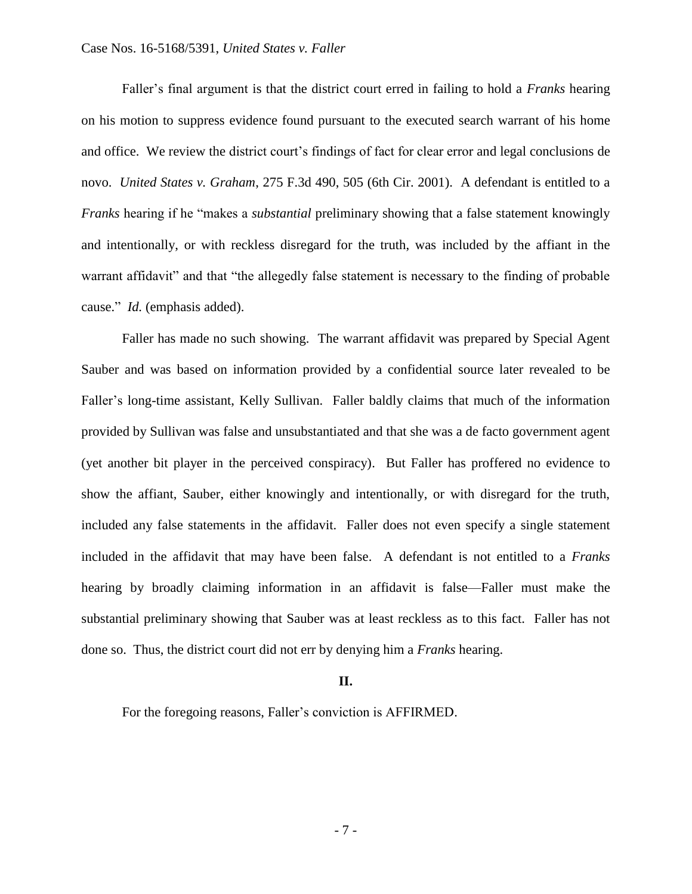Faller's final argument is that the district court erred in failing to hold a *Franks* hearing on his motion to suppress evidence found pursuant to the executed search warrant of his home and office. We review the district court's findings of fact for clear error and legal conclusions de novo. *United States v. Graham*, 275 F.3d 490, 505 (6th Cir. 2001). A defendant is entitled to a *Franks* hearing if he "makes a *substantial* preliminary showing that a false statement knowingly and intentionally, or with reckless disregard for the truth, was included by the affiant in the warrant affidavit" and that "the allegedly false statement is necessary to the finding of probable cause." *Id.* (emphasis added).

Faller has made no such showing. The warrant affidavit was prepared by Special Agent Sauber and was based on information provided by a confidential source later revealed to be Faller's long-time assistant, Kelly Sullivan. Faller baldly claims that much of the information provided by Sullivan was false and unsubstantiated and that she was a de facto government agent (yet another bit player in the perceived conspiracy). But Faller has proffered no evidence to show the affiant, Sauber, either knowingly and intentionally, or with disregard for the truth, included any false statements in the affidavit. Faller does not even specify a single statement included in the affidavit that may have been false. A defendant is not entitled to a *Franks* hearing by broadly claiming information in an affidavit is false—Faller must make the substantial preliminary showing that Sauber was at least reckless as to this fact. Faller has not done so. Thus, the district court did not err by denying him a *Franks* hearing.

## II.

For the foregoing reasons, Faller's conviction is AFFIRMED.